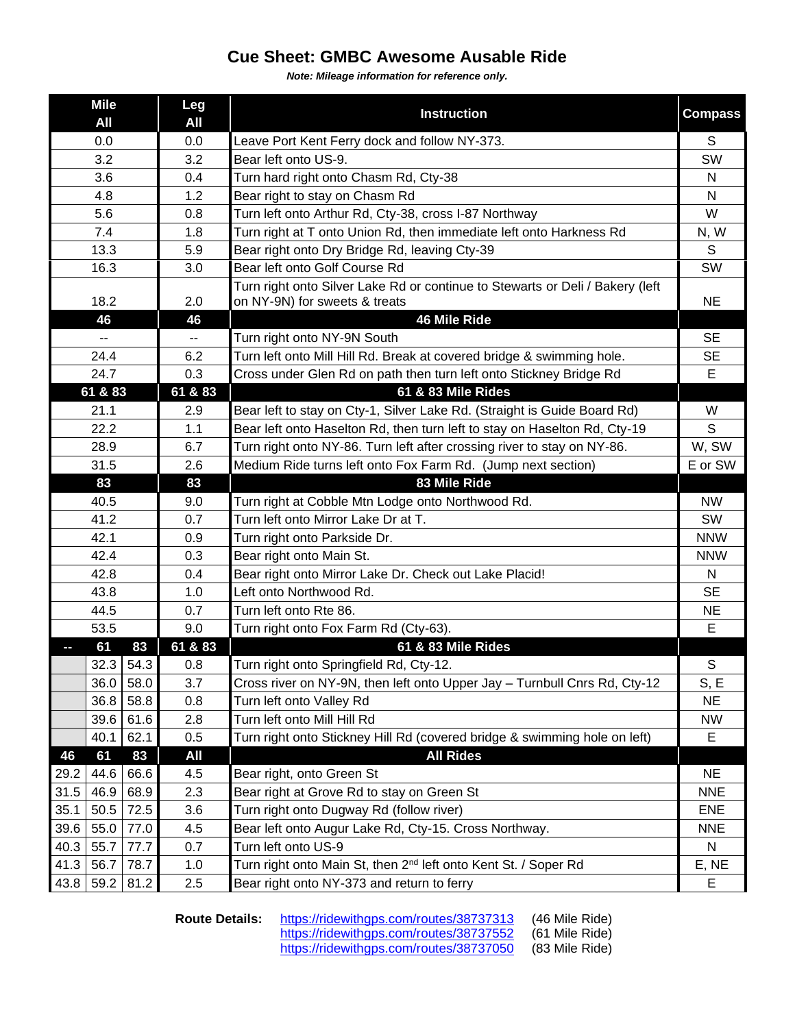# Cue Sheet: GMBC Awesome Ausable Ride

***Note: Mileage information for reference only.***

| Mile All | | | Leg All | Instruction | Compass |
|---|---|---|---|---|---|
| 0.0 | | | 0.0 | Leave Port Kent Ferry dock and follow NY-373. | S |
| 3.2 | | | 3.2 | Bear left onto US-9. | SW |
| 3.6 | | | 0.4 | Turn hard right onto Chasm Rd, Cty-38 | N |
| 4.8 | | | 1.2 | Bear right to stay on Chasm Rd | N |
| 5.6 | | | 0.8 | Turn left onto Arthur Rd, Cty-38, cross I-87 Northway | W |
| 7.4 | | | 1.8 | Turn right at T onto Union Rd, then immediate left onto Harkness Rd | N, W |
| 13.3 | | | 5.9 | Bear right onto Dry Bridge Rd, leaving Cty-39 | S |
| 16.3 | | | 3.0 | Bear left onto Golf Course Rd | SW |
| 18.2 | | | 2.0 | Turn right onto Silver Lake Rd or continue to Stewarts or Deli / Bakery (left on NY-9N) for sweets & treats | NE |
| **46** | | | **46** | **46 Mile Ride** | |
| -- | | | -- | Turn right onto NY-9N South | SE |
| 24.4 | | | 6.2 | Turn left onto Mill Hill Rd. Break at covered bridge & swimming hole. | SE |
| 24.7 | | | 0.3 | Cross under Glen Rd on path then turn left onto Stickney Bridge Rd | E |
| **61 & 83** | | | **61 & 83** | **61 & 83 Mile Rides** | |
| 21.1 | | | 2.9 | Bear left to stay on Cty-1, Silver Lake Rd. (Straight is Guide Board Rd) | W |
| 22.2 | | | 1.1 | Bear left onto Haselton Rd, then turn left to stay on Haselton Rd, Cty-19 | S |
| 28.9 | | | 6.7 | Turn right onto NY-86. Turn left after crossing river to stay on NY-86. | W, SW |
| 31.5 | | | 2.6 | Medium Ride turns left onto Fox Farm Rd. (Jump next section) | E or SW |
| **83** | | | **83** | **83 Mile Ride** | |
| 40.5 | | | 9.0 | Turn right at Cobble Mtn Lodge onto Northwood Rd. | NW |
| 41.2 | | | 0.7 | Turn left onto Mirror Lake Dr at T. | SW |
| 42.1 | | | 0.9 | Turn right onto Parkside Dr. | NNW |
| 42.4 | | | 0.3 | Bear right onto Main St. | NNW |
| 42.8 | | | 0.4 | Bear right onto Mirror Lake Dr. Check out Lake Placid! | N |
| 43.8 | | | 1.0 | Left onto Northwood Rd. | SE |
| 44.5 | | | 0.7 | Turn left onto Rte 86. | NE |
| 53.5 | | | 9.0 | Turn right onto Fox Farm Rd (Cty-63). | E |
| **--** | **61** | **83** | **61 & 83** | **61 & 83 Mile Rides** | |
| | 32.3 | 54.3 | 0.8 | Turn right onto Springfield Rd, Cty-12. | S |
| | 36.0 | 58.0 | 3.7 | Cross river on NY-9N, then left onto Upper Jay – Turnbull Cnrs Rd, Cty-12 | S, E |
| | 36.8 | 58.8 | 0.8 | Turn left onto Valley Rd | NE |
| | 39.6 | 61.6 | 2.8 | Turn left onto Mill Hill Rd | NW |
| | 40.1 | 62.1 | 0.5 | Turn right onto Stickney Hill Rd (covered bridge & swimming hole on left) | E |
| **46** | **61** | **83** | **All** | **All Rides** | |
| 29.2 | 44.6 | 66.6 | 4.5 | Bear right, onto Green St | NE |
| 31.5 | 46.9 | 68.9 | 2.3 | Bear right at Grove Rd to stay on Green St | NNE |
| 35.1 | 50.5 | 72.5 | 3.6 | Turn right onto Dugway Rd (follow river) | ENE |
| 39.6 | 55.0 | 77.0 | 4.5 | Bear left onto Augur Lake Rd, Cty-15. Cross Northway. | NNE |
| 40.3 | 55.7 | 77.7 | 0.7 | Turn left onto US-9 | N |
| 41.3 | 56.7 | 78.7 | 1.0 | Turn right onto Main St, then 2nd left onto Kent St. / Soper Rd | E, NE |
| 43.8 | 59.2 | 81.2 | 2.5 | Bear right onto NY-373 and return to ferry | E |

**Route Details:**
https://ridewithgps.com/routes/38737313 (46 Mile Ride)
https://ridewithgps.com/routes/38737552 (61 Mile Ride)
https://ridewithgps.com/routes/38737050 (83 Mile Ride)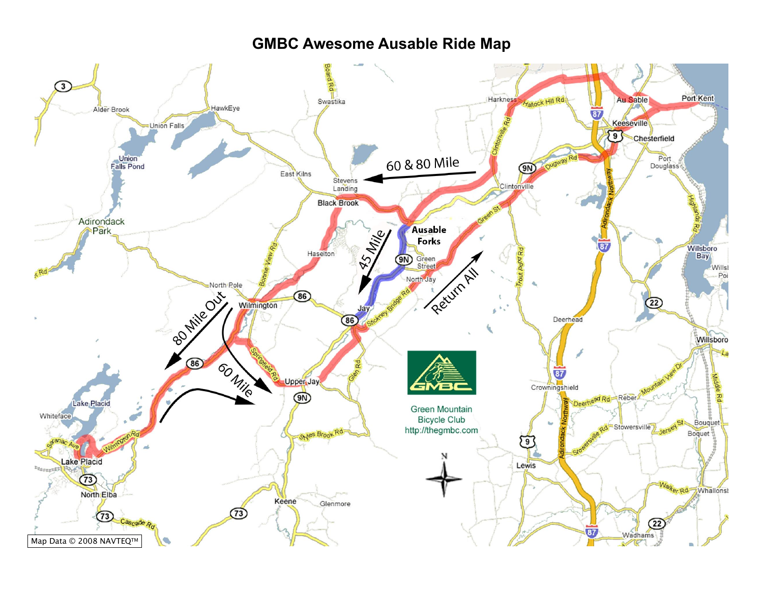# GMBC Awesome Ausable Ride Map

60 & 80 Mile

45 Mile

80 Mile Out

60 Mile

Return All

Ausable Forks

Green Mountain Bicycle Club
http://thegmbc.com

Map Data © 2008 NAVTEQ™